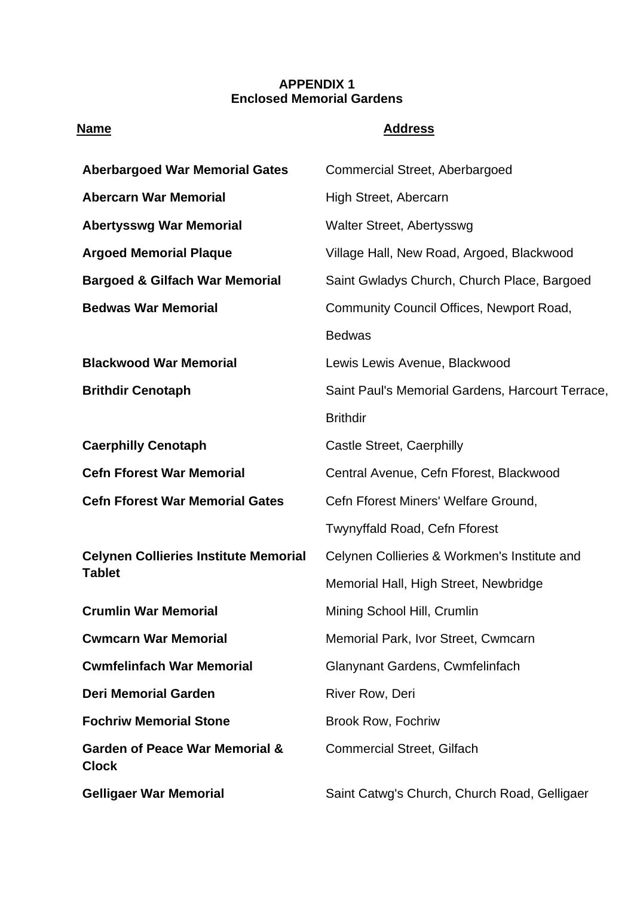**APPENDIX 1**
**Enclosed Memorial Gardens**

| Name | Address |
|---|---|
| **Aberbargoed War Memorial Gates** | Commercial Street, Aberbargoed |
| **Abercarn War Memorial** | High Street, Abercarn |
| **Abertysswg War Memorial** | Walter Street, Abertysswg |
| **Argoed Memorial Plaque** | Village Hall, New Road, Argoed, Blackwood |
| **Bargoed & Gilfach War Memorial** | Saint Gwladys Church, Church Place, Bargoed |
| **Bedwas War Memorial** | Community Council Offices, Newport Road, Bedwas |
| **Blackwood War Memorial** | Lewis Lewis Avenue, Blackwood |
| **Brithdir Cenotaph** | Saint Paul's Memorial Gardens, Harcourt Terrace, Brithdir |
| **Caerphilly Cenotaph** | Castle Street, Caerphilly |
| **Cefn Fforest War Memorial** | Central Avenue, Cefn Fforest, Blackwood |
| **Cefn Fforest War Memorial Gates** | Cefn Fforest Miners' Welfare Ground, Twynyffald Road, Cefn Fforest |
| **Celynen Collieries Institute Memorial Tablet** | Celynen Collieries & Workmen's Institute and Memorial Hall, High Street, Newbridge |
| **Crumlin War Memorial** | Mining School Hill, Crumlin |
| **Cwmcarn War Memorial** | Memorial Park, Ivor Street, Cwmcarn |
| **Cwmfelinfach War Memorial** | Glanynant Gardens, Cwmfelinfach |
| **Deri Memorial Garden** | River Row, Deri |
| **Fochriw Memorial Stone** | Brook Row, Fochriw |
| **Garden of Peace War Memorial & Clock** | Commercial Street, Gilfach |
| **Gelligaer War Memorial** | Saint Catwg's Church, Church Road, Gelligaer |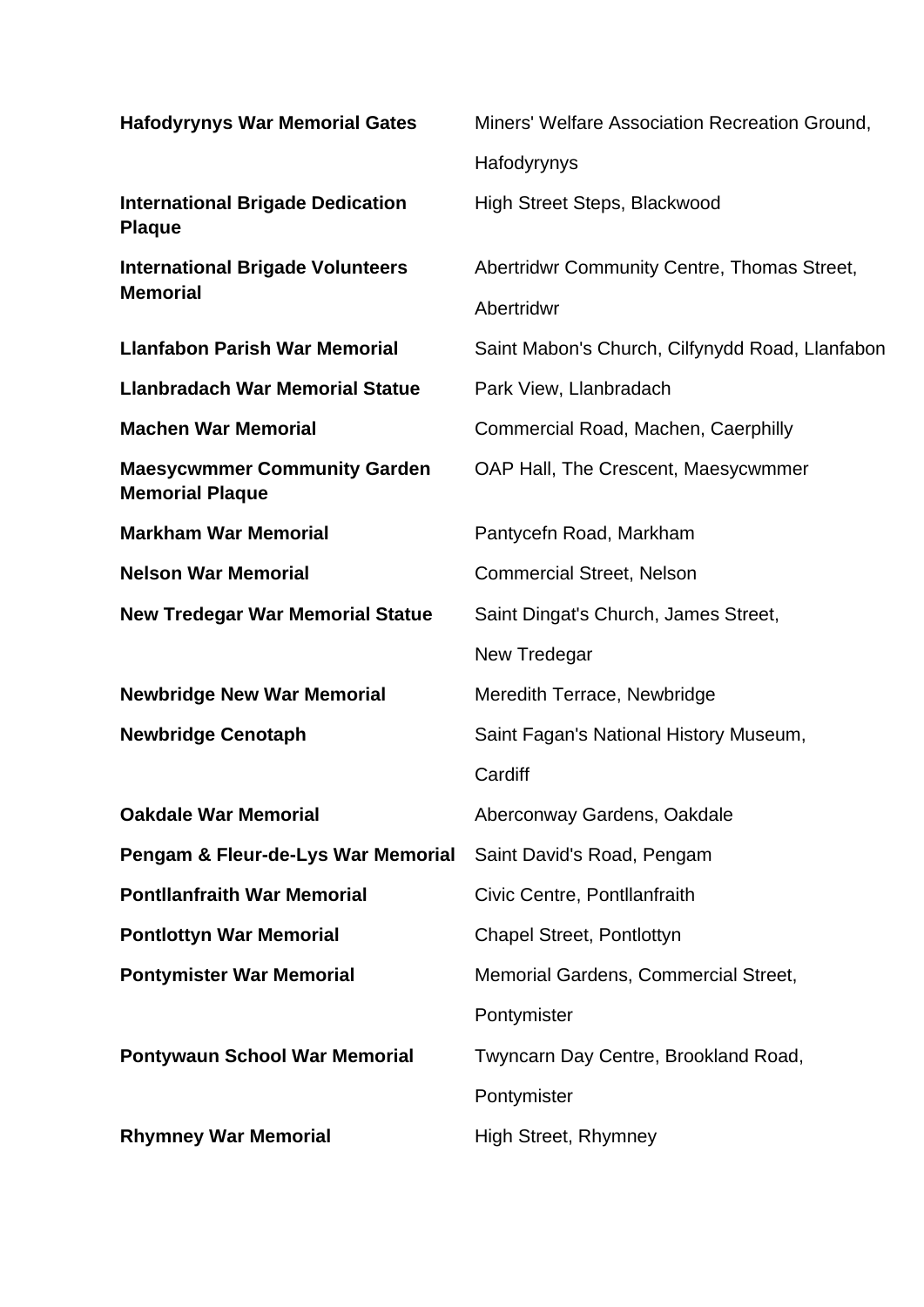| | |
|---|---|
| **Hafodyrynys War Memorial Gates** | Miners' Welfare Association Recreation Ground, Hafodyrynys |
| **International Brigade Dedication Plaque** | High Street Steps, Blackwood |
| **International Brigade Volunteers Memorial** | Abertridwr Community Centre, Thomas Street, Abertridwr |
| **Llanfabon Parish War Memorial** | Saint Mabon's Church, Cilfynydd Road, Llanfabon |
| **Llanbradach War Memorial Statue** | Park View, Llanbradach |
| **Machen War Memorial** | Commercial Road, Machen, Caerphilly |
| **Maesycwmmer Community Garden Memorial Plaque** | OAP Hall, The Crescent, Maesycwmmer |
| **Markham War Memorial** | Pantycefn Road, Markham |
| **Nelson War Memorial** | Commercial Street, Nelson |
| **New Tredegar War Memorial Statue** | Saint Dingat's Church, James Street, New Tredegar |
| **Newbridge New War Memorial** | Meredith Terrace, Newbridge |
| **Newbridge Cenotaph** | Saint Fagan's National History Museum, Cardiff |
| **Oakdale War Memorial** | Aberconway Gardens, Oakdale |
| **Pengam & Fleur-de-Lys War Memorial** | Saint David's Road, Pengam |
| **Pontllanfraith War Memorial** | Civic Centre, Pontllanfraith |
| **Pontlottyn War Memorial** | Chapel Street, Pontlottyn |
| **Pontymister War Memorial** | Memorial Gardens, Commercial Street, Pontymister |
| **Pontywaun School War Memorial** | Twyncarn Day Centre, Brookland Road, Pontymister |
| **Rhymney War Memorial** | High Street, Rhymney |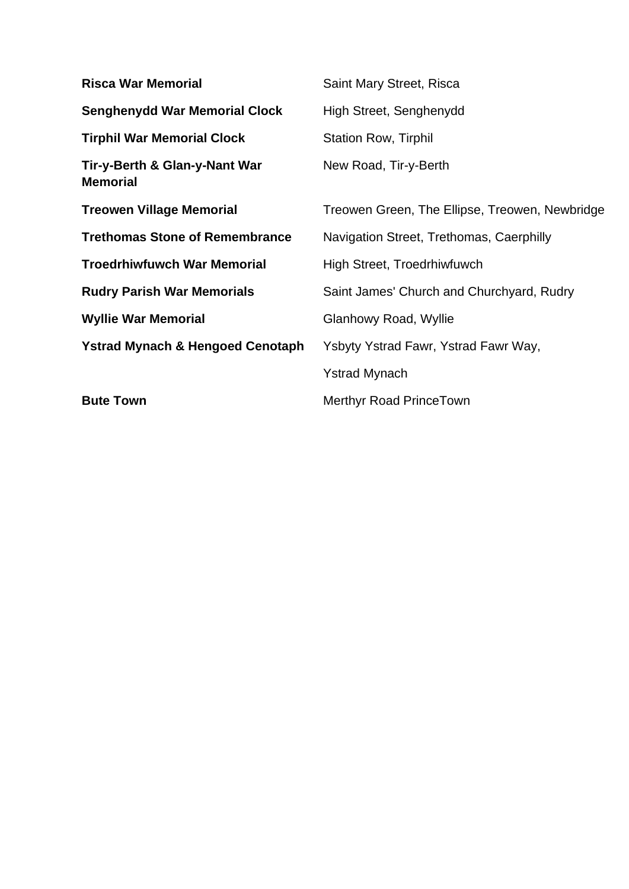| | |
|---|---|
| **Risca War Memorial** | Saint Mary Street, Risca |
| **Senghenydd War Memorial Clock** | High Street, Senghenydd |
| **Tirphil War Memorial Clock** | Station Row, Tirphil |
| **Tir-y-Berth & Glan-y-Nant War Memorial** | New Road, Tir-y-Berth |
| **Treowen Village Memorial** | Treowen Green, The Ellipse, Treowen, Newbridge |
| **Trethomas Stone of Remembrance** | Navigation Street, Trethomas, Caerphilly |
| **Troedrhiwfuwch War Memorial** | High Street, Troedrhiwfuwch |
| **Rudry Parish War Memorials** | Saint James' Church and Churchyard, Rudry |
| **Wyllie War Memorial** | Glanhowy Road, Wyllie |
| **Ystrad Mynach & Hengoed Cenotaph** | Ysbyty Ystrad Fawr, Ystrad Fawr Way, Ystrad Mynach |
| **Bute Town** | Merthyr Road PrinceTown |